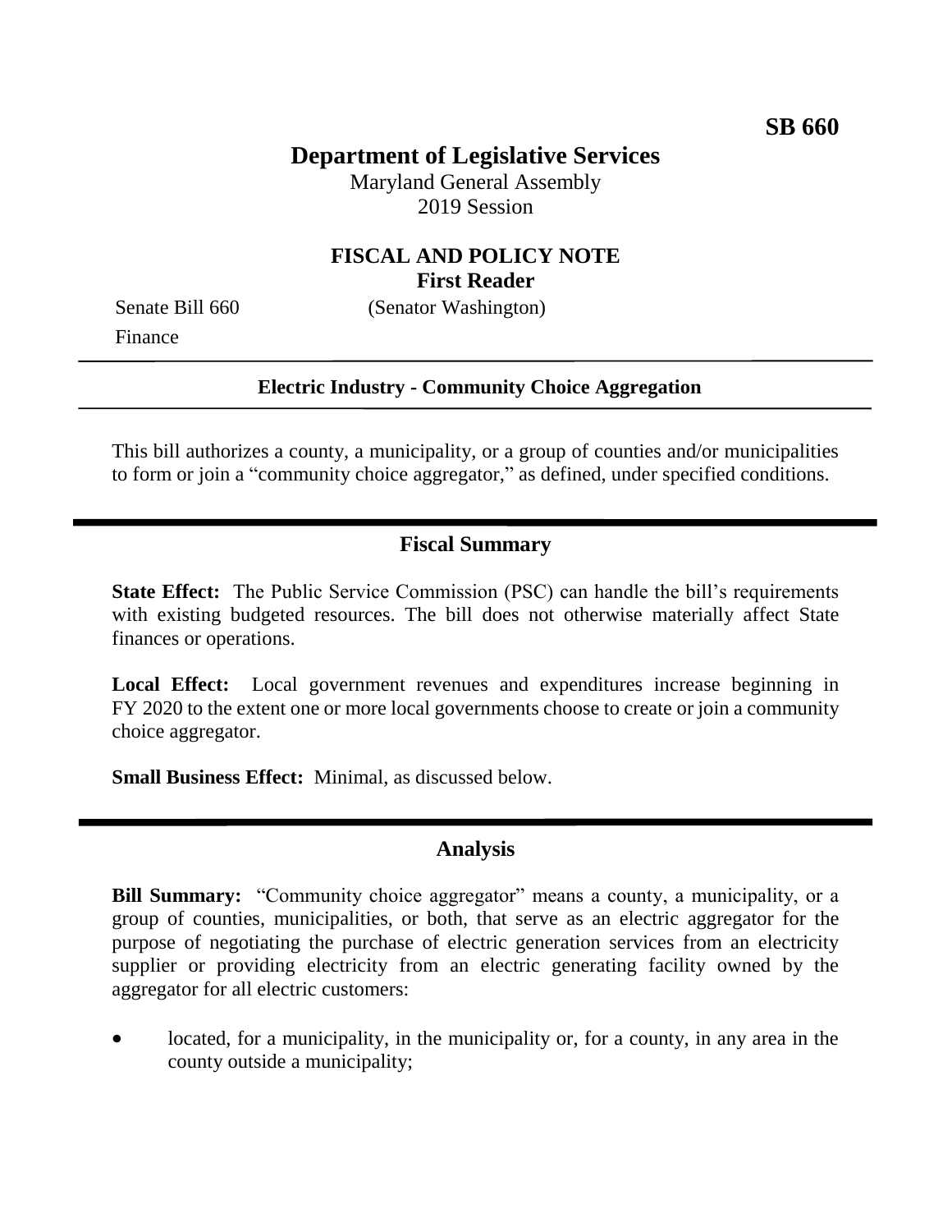**SB 660**

# Department of Legislative Services

Maryland General Assembly
2019 Session

## FISCAL AND POLICY NOTE
**First Reader**

Senate Bill 660 (Senator Washington)
Finance

---

**Electric Industry - Community Choice Aggregation**

---

This bill authorizes a county, a municipality, or a group of counties and/or municipalities to form or join a "community choice aggregator," as defined, under specified conditions.

---

## Fiscal Summary

**State Effect:** The Public Service Commission (PSC) can handle the bill's requirements with existing budgeted resources. The bill does not otherwise materially affect State finances or operations.

**Local Effect:** Local government revenues and expenditures increase beginning in FY 2020 to the extent one or more local governments choose to create or join a community choice aggregator.

**Small Business Effect:** Minimal, as discussed below.

---

## Analysis

**Bill Summary:** "Community choice aggregator" means a county, a municipality, or a group of counties, municipalities, or both, that serve as an electric aggregator for the purpose of negotiating the purchase of electric generation services from an electricity supplier or providing electricity from an electric generating facility owned by the aggregator for all electric customers:

- located, for a municipality, in the municipality or, for a county, in any area in the county outside a municipality;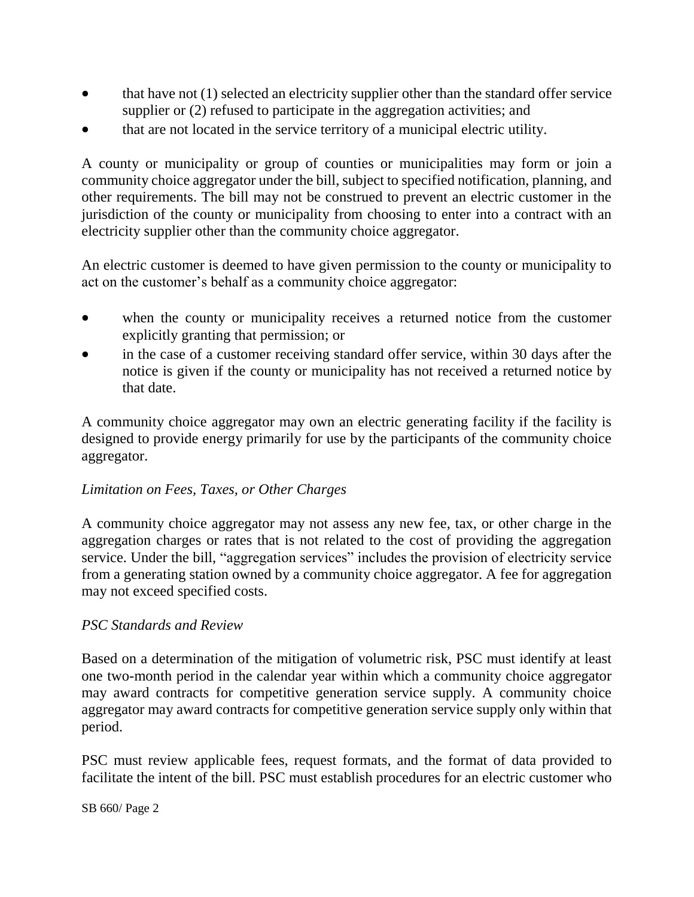- that have not (1) selected an electricity supplier other than the standard offer service supplier or (2) refused to participate in the aggregation activities; and
- that are not located in the service territory of a municipal electric utility.

A county or municipality or group of counties or municipalities may form or join a community choice aggregator under the bill, subject to specified notification, planning, and other requirements. The bill may not be construed to prevent an electric customer in the jurisdiction of the county or municipality from choosing to enter into a contract with an electricity supplier other than the community choice aggregator.

An electric customer is deemed to have given permission to the county or municipality to act on the customer's behalf as a community choice aggregator:

- when the county or municipality receives a returned notice from the customer explicitly granting that permission; or
- in the case of a customer receiving standard offer service, within 30 days after the notice is given if the county or municipality has not received a returned notice by that date.

A community choice aggregator may own an electric generating facility if the facility is designed to provide energy primarily for use by the participants of the community choice aggregator.

*Limitation on Fees, Taxes, or Other Charges*

A community choice aggregator may not assess any new fee, tax, or other charge in the aggregation charges or rates that is not related to the cost of providing the aggregation service. Under the bill, "aggregation services" includes the provision of electricity service from a generating station owned by a community choice aggregator. A fee for aggregation may not exceed specified costs.

*PSC Standards and Review*

Based on a determination of the mitigation of volumetric risk, PSC must identify at least one two-month period in the calendar year within which a community choice aggregator may award contracts for competitive generation service supply. A community choice aggregator may award contracts for competitive generation service supply only within that period.

PSC must review applicable fees, request formats, and the format of data provided to facilitate the intent of the bill. PSC must establish procedures for an electric customer who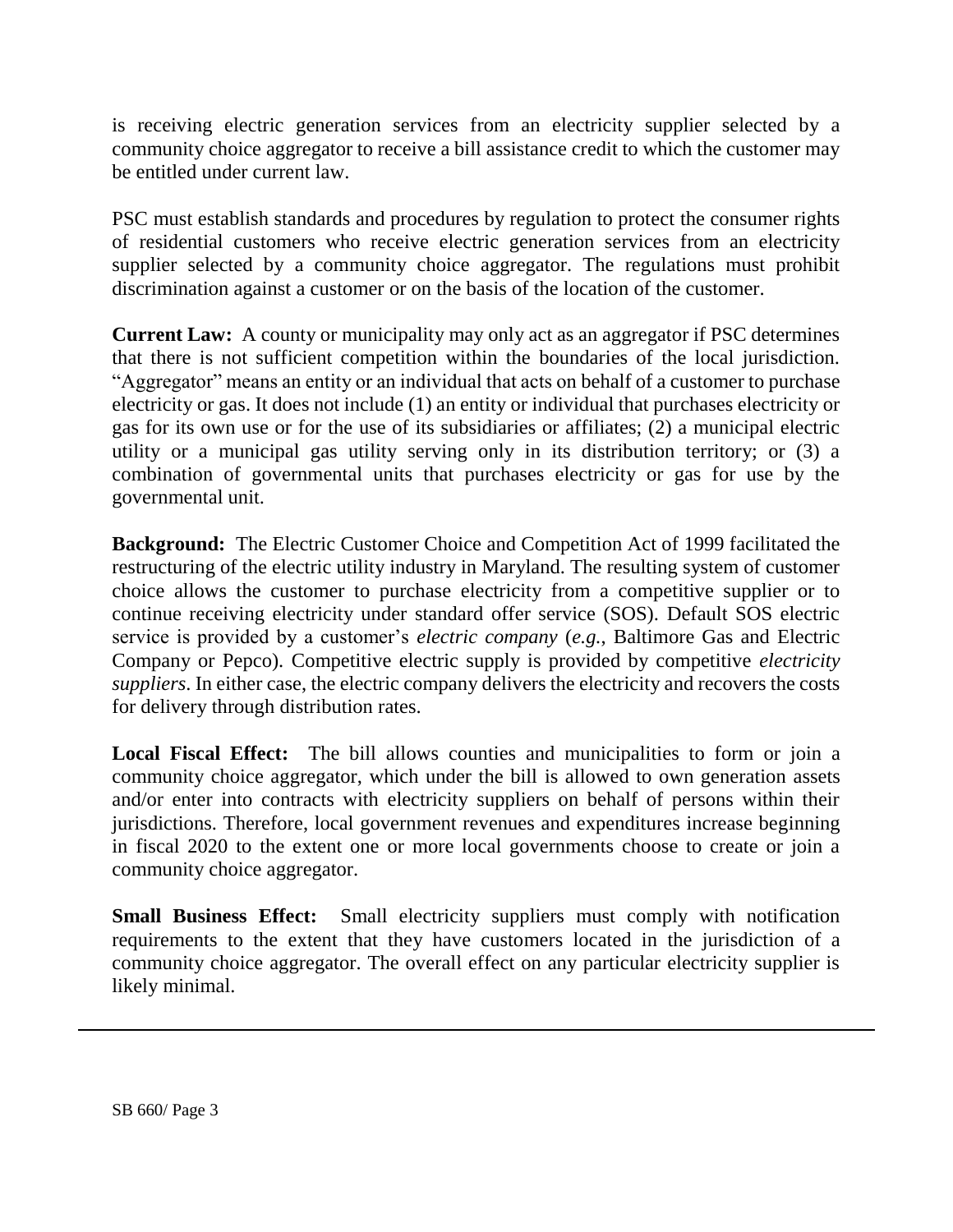is receiving electric generation services from an electricity supplier selected by a community choice aggregator to receive a bill assistance credit to which the customer may be entitled under current law.

PSC must establish standards and procedures by regulation to protect the consumer rights of residential customers who receive electric generation services from an electricity supplier selected by a community choice aggregator. The regulations must prohibit discrimination against a customer or on the basis of the location of the customer.

**Current Law:** A county or municipality may only act as an aggregator if PSC determines that there is not sufficient competition within the boundaries of the local jurisdiction. "Aggregator" means an entity or an individual that acts on behalf of a customer to purchase electricity or gas. It does not include (1) an entity or individual that purchases electricity or gas for its own use or for the use of its subsidiaries or affiliates; (2) a municipal electric utility or a municipal gas utility serving only in its distribution territory; or (3) a combination of governmental units that purchases electricity or gas for use by the governmental unit.

**Background:** The Electric Customer Choice and Competition Act of 1999 facilitated the restructuring of the electric utility industry in Maryland. The resulting system of customer choice allows the customer to purchase electricity from a competitive supplier or to continue receiving electricity under standard offer service (SOS). Default SOS electric service is provided by a customer's *electric company* (*e.g.*, Baltimore Gas and Electric Company or Pepco). Competitive electric supply is provided by competitive *electricity suppliers*. In either case, the electric company delivers the electricity and recovers the costs for delivery through distribution rates.

**Local Fiscal Effect:** The bill allows counties and municipalities to form or join a community choice aggregator, which under the bill is allowed to own generation assets and/or enter into contracts with electricity suppliers on behalf of persons within their jurisdictions. Therefore, local government revenues and expenditures increase beginning in fiscal 2020 to the extent one or more local governments choose to create or join a community choice aggregator.

**Small Business Effect:** Small electricity suppliers must comply with notification requirements to the extent that they have customers located in the jurisdiction of a community choice aggregator. The overall effect on any particular electricity supplier is likely minimal.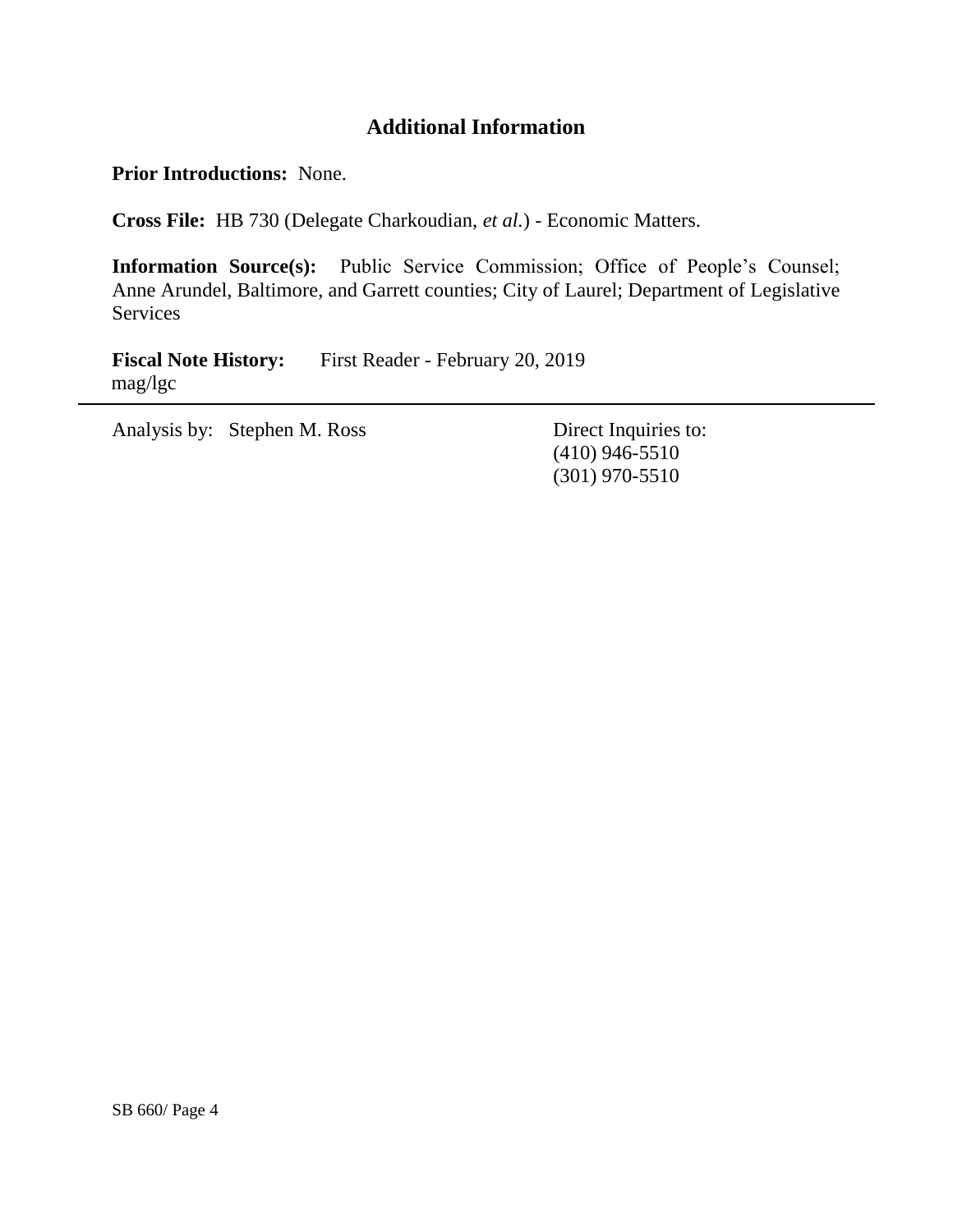## Additional Information

**Prior Introductions:** None.

**Cross File:** HB 730 (Delegate Charkoudian, *et al.*) - Economic Matters.

**Information Source(s):** Public Service Commission; Office of People's Counsel; Anne Arundel, Baltimore, and Garrett counties; City of Laurel; Department of Legislative Services

**Fiscal Note History:** First Reader - February 20, 2019
mag/lgc

---

Analysis by: Stephen M. Ross

Direct Inquiries to:
(410) 946-5510
(301) 970-5510